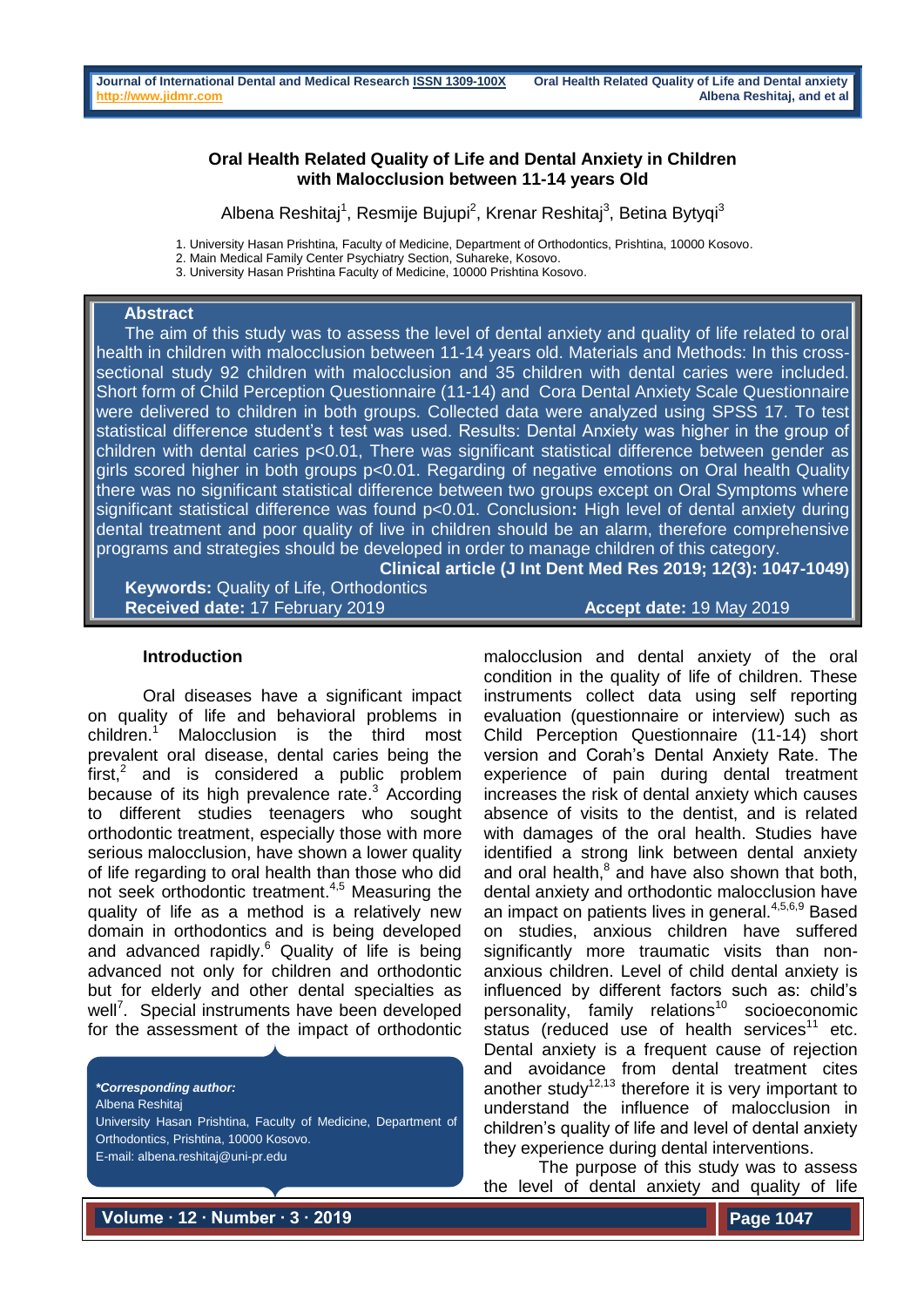# Oral Health Related Quality of Life and Dental Anxiety in Children with Malocclusion between 11-14 years Old

Albena Reshitaj[1], Resmije Bujupi[2], Krenar Reshitaj[3], Betina Bytyqi[3]

1. University Hasan Prishtina, Faculty of Medicine, Department of Orthodontics, Prishtina, 10000 Kosovo.
2. Main Medical Family Center Psychiatry Section, Suhareke, Kosovo.
3. University Hasan Prishtina Faculty of Medicine, 10000 Prishtina Kosovo.

## Abstract

The aim of this study was to assess the level of dental anxiety and quality of life related to oral health in children with malocclusion between 11-14 years old. Materials and Methods: In this cross-sectional study 92 children with malocclusion and 35 children with dental caries were included. Short form of Child Perception Questionnaire (11-14) and Cora Dental Anxiety Scale Questionnaire were delivered to children in both groups. Collected data were analyzed using SPSS 17. To test statistical difference student's t test was used. Results: Dental Anxiety was higher in the group of children with dental caries $p<0.01$, There was significant statistical difference between gender as girls scored higher in both groups $p<0.01$. Regarding of negative emotions on Oral health Quality there was no significant statistical difference between two groups except on Oral Symptoms where significant statistical difference was found $p<0.01$. Conclusion**:** High level of dental anxiety during dental treatment and poor quality of live in children should be an alarm, therefore comprehensive programs and strategies should be developed in order to manage children of this category.

**Clinical article (J Int Dent Med Res 2019; 12(3): 1047-1049)**

**Keywords:** Quality of Life, Orthodontics

**Received date:** 17 February 2019 **Accept date:** 19 May 2019

## Introduction

Oral diseases have a significant impact on quality of life and behavioral problems in children.[1] Malocclusion is the third most prevalent oral disease, dental caries being the first,[2] and is considered a public problem because of its high prevalence rate.[3] According to different studies teenagers who sought orthodontic treatment, especially those with more serious malocclusion, have shown a lower quality of life regarding to oral health than those who did not seek orthodontic treatment.[4,5] Measuring the quality of life as a method is a relatively new domain in orthodontics and is being developed and advanced rapidly.[6] Quality of life is being advanced not only for children and orthodontic but for elderly and other dental specialties as well[7]. Special instruments have been developed for the assessment of the impact of orthodontic malocclusion and dental anxiety of the oral condition in the quality of life of children. These instruments collect data using self reporting evaluation (questionnaire or interview) such as Child Perception Questionnaire (11-14) short version and Corah's Dental Anxiety Rate. The experience of pain during dental treatment increases the risk of dental anxiety which causes absence of visits to the dentist, and is related with damages of the oral health. Studies have identified a strong link between dental anxiety and oral health,[8] and have also shown that both, dental anxiety and orthodontic malocclusion have an impact on patients lives in general.[4,5,6,9] Based on studies, anxious children have suffered significantly more traumatic visits than non-anxious children. Level of child dental anxiety is influenced by different factors such as: child's personality, family relations[10] socioeconomic status (reduced use of health services[11] etc. Dental anxiety is a frequent cause of rejection and avoidance from dental treatment cites another study[12,13] therefore it is very important to understand the influence of malocclusion in children's quality of life and level of dental anxiety they experience during dental interventions.

The purpose of this study was to assess the level of dental anxiety and quality of life

*\*Corresponding author:*
Albena Reshitaj
University Hasan Prishtina, Faculty of Medicine, Department of Orthodontics, Prishtina, 10000 Kosovo.
E-mail: albena.reshitaj@uni-pr.edu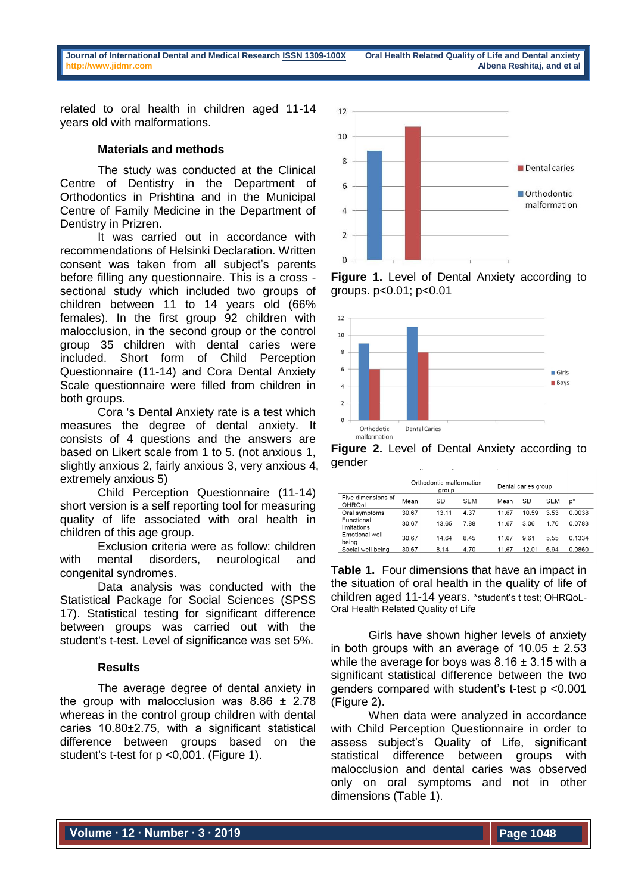related to oral health in children aged 11-14 years old with malformations.

### Materials and methods

The study was conducted at the Clinical Centre of Dentistry in the Department of Orthodontics in Prishtina and in the Municipal Centre of Family Medicine in the Department of Dentistry in Prizren.

It was carried out in accordance with recommendations of Helsinki Declaration. Written consent was taken from all subject's parents before filling any questionnaire. This is a cross - sectional study which included two groups of children between 11 to 14 years old (66% females). In the first group 92 children with malocclusion, in the second group or the control group 35 children with dental caries were included. Short form of Child Perception Questionnaire (11-14) and Cora Dental Anxiety Scale questionnaire were filled from children in both groups.

Cora 's Dental Anxiety rate is a test which measures the degree of dental anxiety. It consists of 4 questions and the answers are based on Likert scale from 1 to 5. (not anxious 1, slightly anxious 2, fairly anxious 3, very anxious 4, extremely anxious 5)

Child Perception Questionnaire (11-14) short version is a self reporting tool for measuring quality of life associated with oral health in children of this age group.

Exclusion criteria were as follow: children with mental disorders, neurological and congenital syndromes.

Data analysis was conducted with the Statistical Package for Social Sciences (SPSS 17). Statistical testing for significant difference between groups was carried out with the student's t-test. Level of significance was set 5%.

### Results

The average degree of dental anxiety in the group with malocclusion was 8.86 ± 2.78 whereas in the control group children with dental caries 10.80±2.75, with a significant statistical difference between groups based on the student's t-test for p <0,001. (Figure 1).

**Figure 1.** Level of Dental Anxiety according to groups. p<0.01; p<0.01

**Figure 2.** Level of Dental Anxiety according to gender

| Five dimensions of OHRQoL | Orthodontic malformation group Mean | SD | SEM | Dental caries group Mean | SD | SEM | p* |
|---|---|---|---|---|---|---|---|
| Oral symptoms | 30.67 | 13.11 | 4.37 | 11.67 | 10.59 | 3.53 | 0.0038 |
| Functional limitations | 30.67 | 13.65 | 7.88 | 11.67 | 3.06 | 1.76 | 0.0783 |
| Emotional well-being | 30.67 | 14.64 | 8.45 | 11.67 | 9.61 | 5.55 | 0.1334 |
| Social well-being | 30.67 | 8.14 | 4.70 | 11.67 | 12.01 | 6.94 | 0.0860 |

**Table 1.** Four dimensions that have an impact in the situation of oral health in the quality of life of children aged 11-14 years. *student's t test; OHRQoL- Oral Health Related Quality of Life

Girls have shown higher levels of anxiety in both groups with an average of 10.05 ± 2.53 while the average for boys was 8.16 ± 3.15 with a significant statistical difference between the two genders compared with student's t-test p <0.001 (Figure 2).

When data were analyzed in accordance with Child Perception Questionnaire in order to assess subject's Quality of Life, significant statistical difference between groups with malocclusion and dental caries was observed only on oral symptoms and not in other dimensions (Table 1).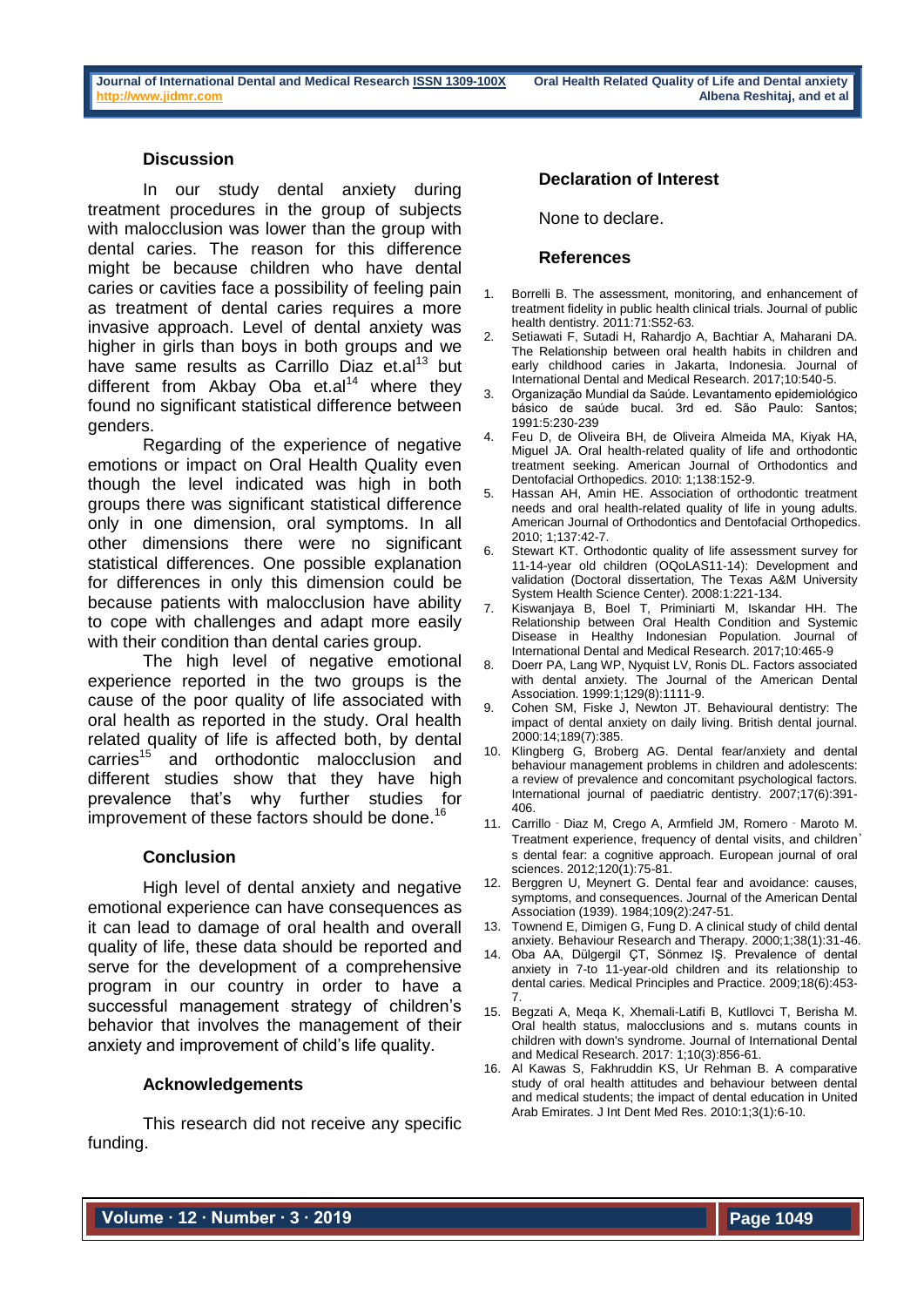## Discussion

In our study dental anxiety during treatment procedures in the group of subjects with malocclusion was lower than the group with dental caries. The reason for this difference might be because children who have dental caries or cavities face a possibility of feeling pain as treatment of dental caries requires a more invasive approach. Level of dental anxiety was higher in girls than boys in both groups and we have same results as Carrillo Diaz et.al[13] but different from Akbay Oba et.al[14] where they found no significant statistical difference between genders.

Regarding of the experience of negative emotions or impact on Oral Health Quality even though the level indicated was high in both groups there was significant statistical difference only in one dimension, oral symptoms. In all other dimensions there were no significant statistical differences. One possible explanation for differences in only this dimension could be because patients with malocclusion have ability to cope with challenges and adapt more easily with their condition than dental caries group.

The high level of negative emotional experience reported in the two groups is the cause of the poor quality of life associated with oral health as reported in the study. Oral health related quality of life is affected both, by dental carries[15] and orthodontic malocclusion and different studies show that they have high prevalence that's why further studies for improvement of these factors should be done.[16]

## Conclusion

High level of dental anxiety and negative emotional experience can have consequences as it can lead to damage of oral health and overall quality of life, these data should be reported and serve for the development of a comprehensive program in our country in order to have a successful management strategy of children's behavior that involves the management of their anxiety and improvement of child's life quality.

## Acknowledgements

This research did not receive any specific funding.

## Declaration of Interest

None to declare.

## References

1. Borrelli B. The assessment, monitoring, and enhancement of treatment fidelity in public health clinical trials. Journal of public health dentistry. 2011:71:S52-63.
2. Setiawati F, Sutadi H, Rahardjo A, Bachtiar A, Maharani DA. The Relationship between oral health habits in children and early childhood caries in Jakarta, Indonesia. Journal of International Dental and Medical Research. 2017;10:540-5.
3. Organização Mundial da Saúde. Levantamento epidemiológico básico de saúde bucal. 3rd ed. São Paulo: Santos; 1991:5:230-239
4. Feu D, de Oliveira BH, de Oliveira Almeida MA, Kiyak HA, Miguel JA. Oral health-related quality of life and orthodontic treatment seeking. American Journal of Orthodontics and Dentofacial Orthopedics. 2010: 1;138:152-9.
5. Hassan AH, Amin HE. Association of orthodontic treatment needs and oral health-related quality of life in young adults. American Journal of Orthodontics and Dentofacial Orthopedics. 2010; 1;137:42-7.
6. Stewart KT. Orthodontic quality of life assessment survey for 11-14-year old children (OQoLAS11-14): Development and validation (Doctoral dissertation, The Texas A&M University System Health Science Center). 2008:1:221-134.
7. Kiswanjaya B, Boel T, Priminiarti M, Iskandar HH. The Relationship between Oral Health Condition and Systemic Disease in Healthy Indonesian Population. Journal of International Dental and Medical Research. 2017;10:465-9
8. Doerr PA, Lang WP, Nyquist LV, Ronis DL. Factors associated with dental anxiety. The Journal of the American Dental Association. 1999:1;129(8):1111-9.
9. Cohen SM, Fiske J, Newton JT. Behavioural dentistry: The impact of dental anxiety on daily living. British dental journal. 2000:14;189(7):385.
10. Klingberg G, Broberg AG. Dental fear/anxiety and dental behaviour management problems in children and adolescents: a review of prevalence and concomitant psychological factors. International journal of paediatric dentistry. 2007;17(6):391-406.
11. Carrillo‐Diaz M, Crego A, Armfield JM, Romero‐Maroto M. Treatment experience, frequency of dental visits, and children's dental fear: a cognitive approach. European journal of oral sciences. 2012;120(1):75-81.
12. Berggren U, Meynert G. Dental fear and avoidance: causes, symptoms, and consequences. Journal of the American Dental Association (1939). 1984;109(2):247-51.
13. Townend E, Dimigen G, Fung D. A clinical study of child dental anxiety. Behaviour Research and Therapy. 2000;1;38(1):31-46.
14. Oba AA, Dülgergil ÇT, Sönmez IŞ. Prevalence of dental anxiety in 7-to 11-year-old children and its relationship to dental caries. Medical Principles and Practice. 2009;18(6):453-7.
15. Begzati A, Meqa K, Xhemali-Latifi B, Kutllovci T, Berisha M. Oral health status, malocclusions and s. mutans counts in children with down's syndrome. Journal of International Dental and Medical Research. 2017: 1;10(3):856-61.
16. Al Kawas S, Fakhruddin KS, Ur Rehman B. A comparative study of oral health attitudes and behaviour between dental and medical students; the impact of dental education in United Arab Emirates. J Int Dent Med Res. 2010:1;3(1):6-10.